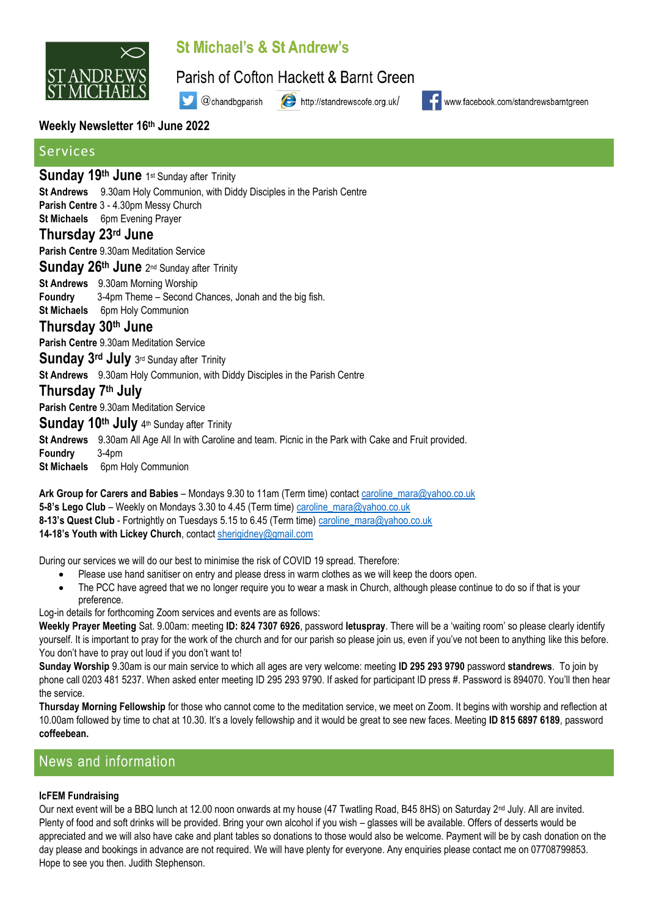# St Michael's & St Andrew's

Parish of Cofton Hackett & Barnt Green

@chandbgparish http://standrewscofe.org.uk/ www.facebook.com/standrewsbarntgreen

**Weekly Newsletter 16th June 2022**

## Services

### Sunday 19th June 1st Sunday after Trinity

**St Andrews** 9.30am Holy Communion, with Diddy Disciples in the Parish Centre
**Parish Centre** 3 - 4.30pm Messy Church
**St Michaels** 6pm Evening Prayer

### Thursday 23rd June

**Parish Centre** 9.30am Meditation Service

### Sunday 26th June 2nd Sunday after Trinity

**St Andrews** 9.30am Morning Worship
**Foundry** 3-4pm Theme – Second Chances, Jonah and the big fish.
**St Michaels** 6pm Holy Communion

### Thursday 30th June

**Parish Centre** 9.30am Meditation Service

### Sunday 3rd July 3rd Sunday after Trinity

**St Andrews** 9.30am Holy Communion, with Diddy Disciples in the Parish Centre

### Thursday 7th July

**Parish Centre** 9.30am Meditation Service

### Sunday 10th July 4th Sunday after Trinity

**St Andrews** 9.30am All Age All In with Caroline and team. Picnic in the Park with Cake and Fruit provided.
**Foundry** 3-4pm
**St Michaels** 6pm Holy Communion

**Ark Group for Carers and Babies** – Mondays 9.30 to 11am (Term time) contact caroline_mara@yahoo.co.uk
**5-8's Lego Club** – Weekly on Mondays 3.30 to 4.45 (Term time) caroline_mara@yahoo.co.uk
**8-13's Quest Club** - Fortnightly on Tuesdays 5.15 to 6.45 (Term time) caroline_mara@yahoo.co.uk
**14-18's Youth with Lickey Church**, contact sherigidney@gmail.com

During our services we will do our best to minimise the risk of COVID 19 spread. Therefore:

- Please use hand sanitiser on entry and please dress in warm clothes as we will keep the doors open.
- The PCC have agreed that we no longer require you to wear a mask in Church, although please continue to do so if that is your preference.

Log-in details for forthcoming Zoom services and events are as follows:

**Weekly Prayer Meeting** Sat. 9.00am: meeting **ID: 824 7307 6926**, password **letuspray**. There will be a 'waiting room' so please clearly identify yourself. It is important to pray for the work of the church and for our parish so please join us, even if you've not been to anything like this before. You don't have to pray out loud if you don't want to!

**Sunday Worship** 9.30am is our main service to which all ages are very welcome: meeting **ID 295 293 9790** password **standrews**. To join by phone call 0203 481 5237. When asked enter meeting ID 295 293 9790. If asked for participant ID press #. Password is 894070. You'll then hear the service.

**Thursday Morning Fellowship** for those who cannot come to the meditation service, we meet on Zoom. It begins with worship and reflection at 10.00am followed by time to chat at 10.30. It's a lovely fellowship and it would be great to see new faces. Meeting **ID 815 6897 6189**, password **coffeebean.**

## News and information

**IcFEM Fundraising**

Our next event will be a BBQ lunch at 12.00 noon onwards at my house (47 Twatling Road, B45 8HS) on Saturday 2nd July. All are invited. Plenty of food and soft drinks will be provided. Bring your own alcohol if you wish – glasses will be available. Offers of desserts would be appreciated and we will also have cake and plant tables so donations to those would also be welcome. Payment will be by cash donation on the day please and bookings in advance are not required. We will have plenty for everyone. Any enquiries please contact me on 07708799853. Hope to see you then. Judith Stephenson.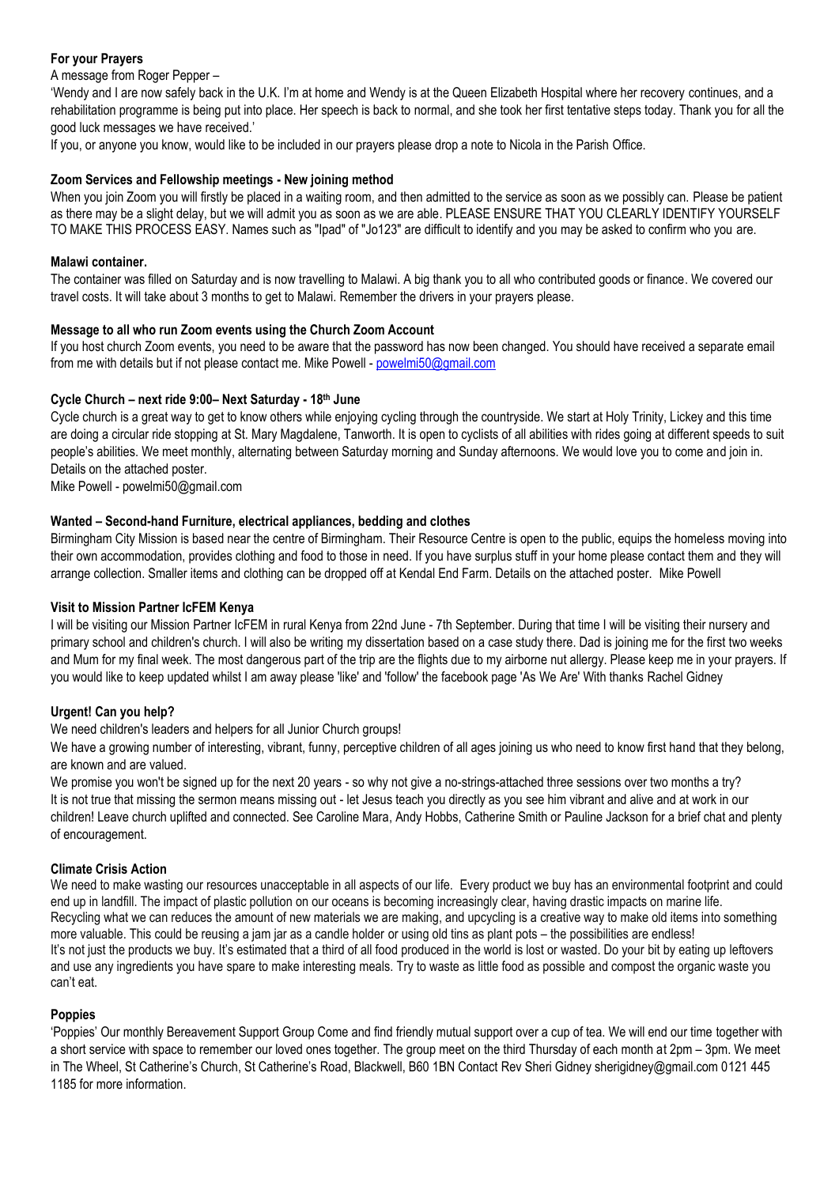**For your Prayers**

A message from Roger Pepper –

'Wendy and I are now safely back in the U.K. I'm at home and Wendy is at the Queen Elizabeth Hospital where her recovery continues, and a rehabilitation programme is being put into place. Her speech is back to normal, and she took her first tentative steps today. Thank you for all the good luck messages we have received.'

If you, or anyone you know, would like to be included in our prayers please drop a note to Nicola in the Parish Office.

**Zoom Services and Fellowship meetings - New joining method**

When you join Zoom you will firstly be placed in a waiting room, and then admitted to the service as soon as we possibly can. Please be patient as there may be a slight delay, but we will admit you as soon as we are able. PLEASE ENSURE THAT YOU CLEARLY IDENTIFY YOURSELF TO MAKE THIS PROCESS EASY. Names such as "Ipad" of "Jo123" are difficult to identify and you may be asked to confirm who you are.

**Malawi container.**

The container was filled on Saturday and is now travelling to Malawi. A big thank you to all who contributed goods or finance. We covered our travel costs. It will take about 3 months to get to Malawi. Remember the drivers in your prayers please.

**Message to all who run Zoom events using the Church Zoom Account**

If you host church Zoom events, you need to be aware that the password has now been changed. You should have received a separate email from me with details but if not please contact me. Mike Powell - powelmi50@gmail.com

**Cycle Church – next ride 9:00– Next Saturday - 18th June**

Cycle church is a great way to get to know others while enjoying cycling through the countryside. We start at Holy Trinity, Lickey and this time are doing a circular ride stopping at St. Mary Magdalene, Tanworth. It is open to cyclists of all abilities with rides going at different speeds to suit people's abilities. We meet monthly, alternating between Saturday morning and Sunday afternoons. We would love you to come and join in. Details on the attached poster.

Mike Powell - powelmi50@gmail.com

**Wanted – Second-hand Furniture, electrical appliances, bedding and clothes**

Birmingham City Mission is based near the centre of Birmingham. Their Resource Centre is open to the public, equips the homeless moving into their own accommodation, provides clothing and food to those in need. If you have surplus stuff in your home please contact them and they will arrange collection. Smaller items and clothing can be dropped off at Kendal End Farm. Details on the attached poster. Mike Powell

**Visit to Mission Partner IcFEM Kenya**

I will be visiting our Mission Partner IcFEM in rural Kenya from 22nd June - 7th September. During that time I will be visiting their nursery and primary school and children's church. I will also be writing my dissertation based on a case study there. Dad is joining me for the first two weeks and Mum for my final week. The most dangerous part of the trip are the flights due to my airborne nut allergy. Please keep me in your prayers. If you would like to keep updated whilst I am away please 'like' and 'follow' the facebook page 'As We Are' With thanks Rachel Gidney

**Urgent! Can you help?**

We need children's leaders and helpers for all Junior Church groups!

We have a growing number of interesting, vibrant, funny, perceptive children of all ages joining us who need to know first hand that they belong, are known and are valued.

We promise you won't be signed up for the next 20 years - so why not give a no-strings-attached three sessions over two months a try? It is not true that missing the sermon means missing out - let Jesus teach you directly as you see him vibrant and alive and at work in our children! Leave church uplifted and connected. See Caroline Mara, Andy Hobbs, Catherine Smith or Pauline Jackson for a brief chat and plenty of encouragement.

**Climate Crisis Action**

We need to make wasting our resources unacceptable in all aspects of our life. Every product we buy has an environmental footprint and could end up in landfill. The impact of plastic pollution on our oceans is becoming increasingly clear, having drastic impacts on marine life. Recycling what we can reduces the amount of new materials we are making, and upcycling is a creative way to make old items into something more valuable. This could be reusing a jam jar as a candle holder or using old tins as plant pots – the possibilities are endless!

It's not just the products we buy. It's estimated that a third of all food produced in the world is lost or wasted. Do your bit by eating up leftovers and use any ingredients you have spare to make interesting meals. Try to waste as little food as possible and compost the organic waste you can't eat.

**Poppies**

'Poppies' Our monthly Bereavement Support Group Come and find friendly mutual support over a cup of tea. We will end our time together with a short service with space to remember our loved ones together. The group meet on the third Thursday of each month at 2pm – 3pm. We meet in The Wheel, St Catherine's Church, St Catherine's Road, Blackwell, B60 1BN Contact Rev Sheri Gidney sherigidney@gmail.com 0121 445 1185 for more information.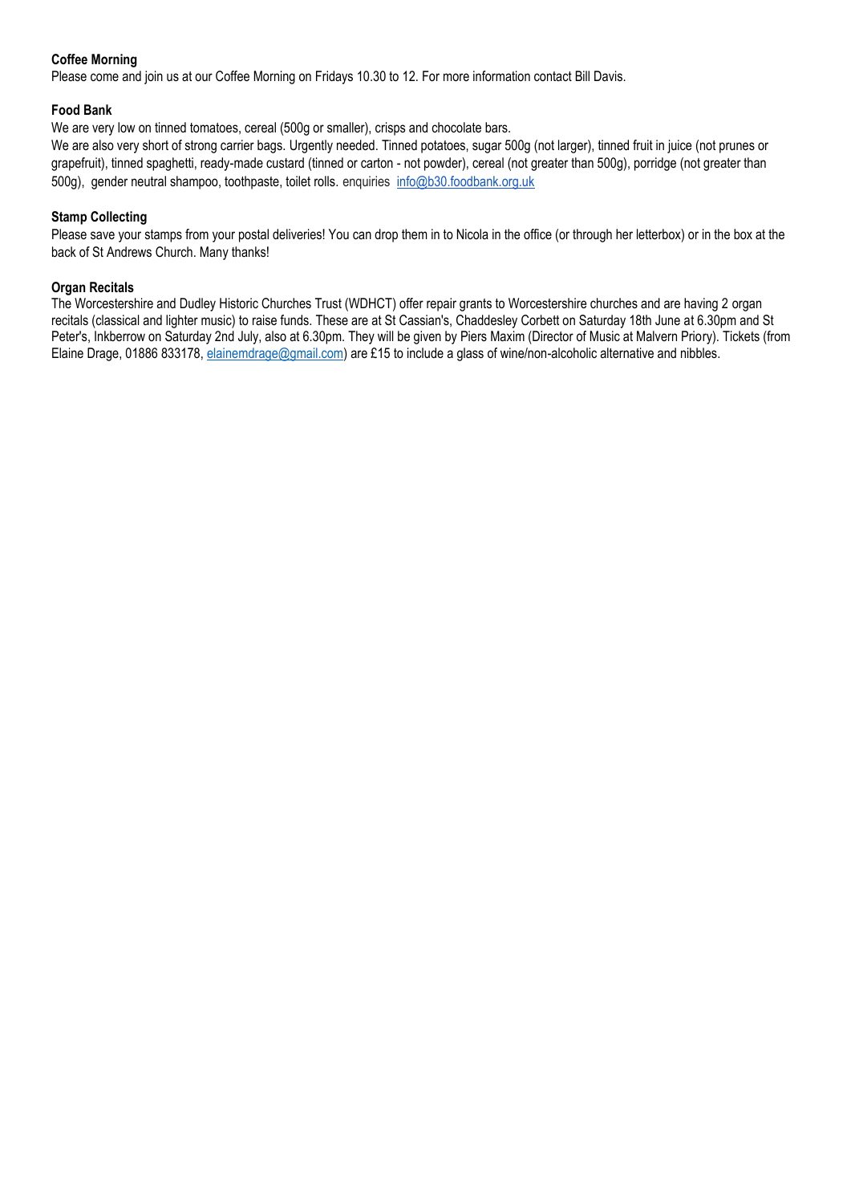**Coffee Morning**

Please come and join us at our Coffee Morning on Fridays 10.30 to 12. For more information contact Bill Davis.

**Food Bank**

We are very low on tinned tomatoes, cereal (500g or smaller), crisps and chocolate bars.

We are also very short of strong carrier bags. Urgently needed. Tinned potatoes, sugar 500g (not larger), tinned fruit in juice (not prunes or grapefruit), tinned spaghetti, ready-made custard (tinned or carton - not powder), cereal (not greater than 500g), porridge (not greater than 500g), gender neutral shampoo, toothpaste, toilet rolls. enquiries info@b30.foodbank.org.uk

**Stamp Collecting**

Please save your stamps from your postal deliveries! You can drop them in to Nicola in the office (or through her letterbox) or in the box at the back of St Andrews Church. Many thanks!

**Organ Recitals**

The Worcestershire and Dudley Historic Churches Trust (WDHCT) offer repair grants to Worcestershire churches and are having 2 organ recitals (classical and lighter music) to raise funds. These are at St Cassian's, Chaddesley Corbett on Saturday 18th June at 6.30pm and St Peter's, Inkberrow on Saturday 2nd July, also at 6.30pm. They will be given by Piers Maxim (Director of Music at Malvern Priory). Tickets (from Elaine Drage, 01886 833178, elainemdrage@gmail.com) are £15 to include a glass of wine/non-alcoholic alternative and nibbles.